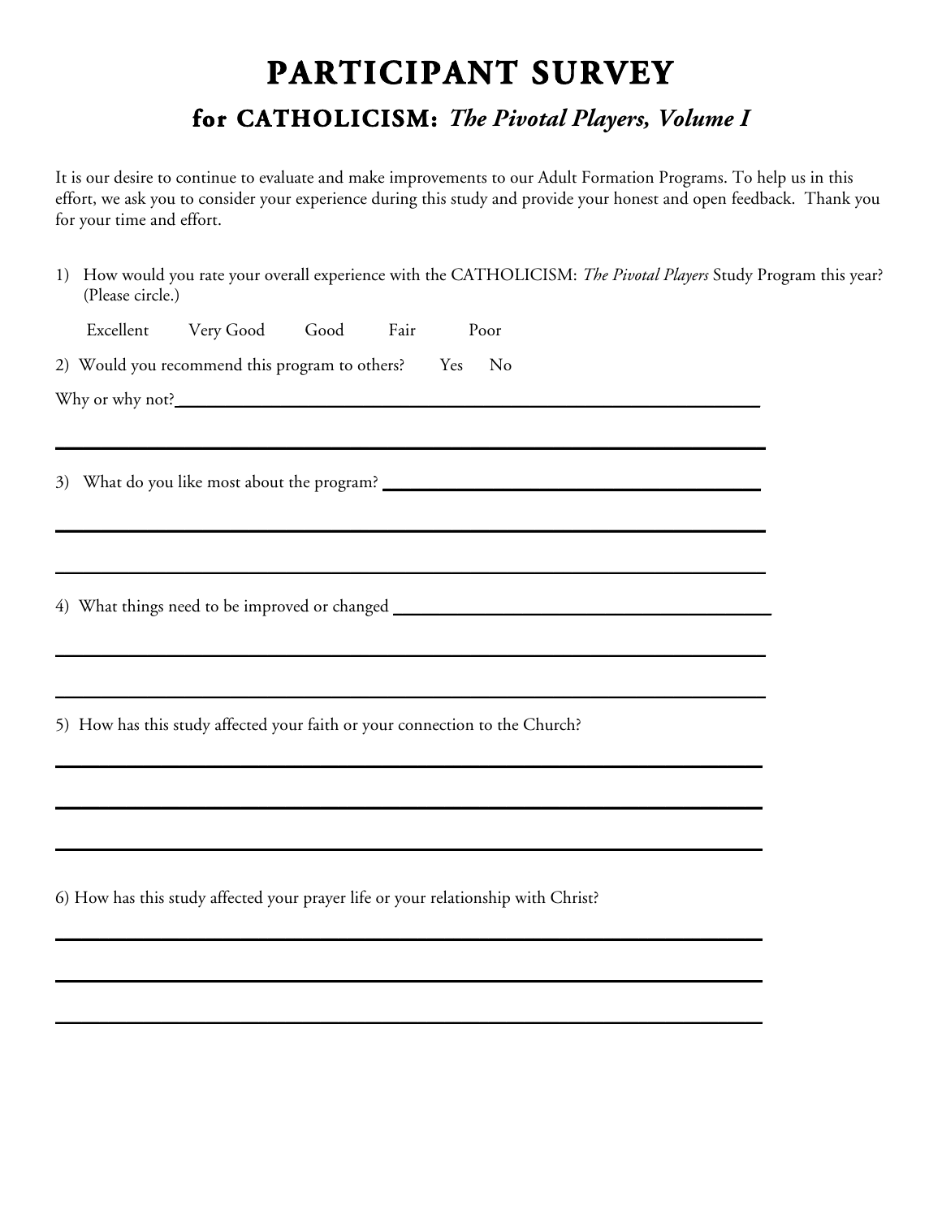# PARTICIPANT SURVEY

## for CATHOLICISM: *The Pivotal Players, Volume I*

It is our desire to continue to evaluate and make improvements to our Adult Formation Programs. To help us in this effort, we ask you to consider your experience during this study and provide your honest and open feedback. Thank you for your time and effort.

1) How would you rate your overall experience with the CATHOLICISM: *The Pivotal Players* Study Program this year? (Please circle.)

   Excellent  Very Good  Good  Fair  Poor

2) Would you recommend this program to others?  Yes  No

Why or why not?\_\_\_\_\_\_\_\_\_\_\_\_\_\_\_\_\_\_\_\_\_\_\_\_\_\_\_\_\_\_\_\_\_\_\_\_\_\_\_\_\_\_\_\_\_\_\_\_\_\_\_\_\_\_\_\_

\_\_\_\_\_\_\_\_\_\_\_\_\_\_\_\_\_\_\_\_\_\_\_\_\_\_\_\_\_\_\_\_\_\_\_\_\_\_\_\_\_\_\_\_\_\_\_\_\_\_\_\_\_\_\_\_\_\_\_\_\_\_\_\_\_\_\_\_

3) What do you like most about the program? \_\_\_\_\_\_\_\_\_\_\_\_\_\_\_\_\_\_\_\_\_\_\_\_\_\_\_\_\_\_\_\_\_\_\_

\_\_\_\_\_\_\_\_\_\_\_\_\_\_\_\_\_\_\_\_\_\_\_\_\_\_\_\_\_\_\_\_\_\_\_\_\_\_\_\_\_\_\_\_\_\_\_\_\_\_\_\_\_\_\_\_\_\_\_\_\_\_\_\_\_\_\_\_

\_\_\_\_\_\_\_\_\_\_\_\_\_\_\_\_\_\_\_\_\_\_\_\_\_\_\_\_\_\_\_\_\_\_\_\_\_\_\_\_\_\_\_\_\_\_\_\_\_\_\_\_\_\_\_\_\_\_\_\_\_\_\_\_\_\_\_\_

4) What things need to be improved or changed \_\_\_\_\_\_\_\_\_\_\_\_\_\_\_\_\_\_\_\_\_\_\_\_\_\_\_\_\_\_\_\_\_\_\_

\_\_\_\_\_\_\_\_\_\_\_\_\_\_\_\_\_\_\_\_\_\_\_\_\_\_\_\_\_\_\_\_\_\_\_\_\_\_\_\_\_\_\_\_\_\_\_\_\_\_\_\_\_\_\_\_\_\_\_\_\_\_\_\_\_\_\_\_

\_\_\_\_\_\_\_\_\_\_\_\_\_\_\_\_\_\_\_\_\_\_\_\_\_\_\_\_\_\_\_\_\_\_\_\_\_\_\_\_\_\_\_\_\_\_\_\_\_\_\_\_\_\_\_\_\_\_\_\_\_\_\_\_\_\_\_\_

5) How has this study affected your faith or your connection to the Church?

\_\_\_\_\_\_\_\_\_\_\_\_\_\_\_\_\_\_\_\_\_\_\_\_\_\_\_\_\_\_\_\_\_\_\_\_\_\_\_\_\_\_\_\_\_\_\_\_\_\_\_\_\_\_\_\_\_\_\_\_\_\_\_\_\_\_\_\_

\_\_\_\_\_\_\_\_\_\_\_\_\_\_\_\_\_\_\_\_\_\_\_\_\_\_\_\_\_\_\_\_\_\_\_\_\_\_\_\_\_\_\_\_\_\_\_\_\_\_\_\_\_\_\_\_\_\_\_\_\_\_\_\_\_\_\_\_

\_\_\_\_\_\_\_\_\_\_\_\_\_\_\_\_\_\_\_\_\_\_\_\_\_\_\_\_\_\_\_\_\_\_\_\_\_\_\_\_\_\_\_\_\_\_\_\_\_\_\_\_\_\_\_\_\_\_\_\_\_\_\_\_\_\_\_\_

6) How has this study affected your prayer life or your relationship with Christ?

\_\_\_\_\_\_\_\_\_\_\_\_\_\_\_\_\_\_\_\_\_\_\_\_\_\_\_\_\_\_\_\_\_\_\_\_\_\_\_\_\_\_\_\_\_\_\_\_\_\_\_\_\_\_\_\_\_\_\_\_\_\_\_\_\_\_\_\_

\_\_\_\_\_\_\_\_\_\_\_\_\_\_\_\_\_\_\_\_\_\_\_\_\_\_\_\_\_\_\_\_\_\_\_\_\_\_\_\_\_\_\_\_\_\_\_\_\_\_\_\_\_\_\_\_\_\_\_\_\_\_\_\_\_\_\_\_

\_\_\_\_\_\_\_\_\_\_\_\_\_\_\_\_\_\_\_\_\_\_\_\_\_\_\_\_\_\_\_\_\_\_\_\_\_\_\_\_\_\_\_\_\_\_\_\_\_\_\_\_\_\_\_\_\_\_\_\_\_\_\_\_\_\_\_\_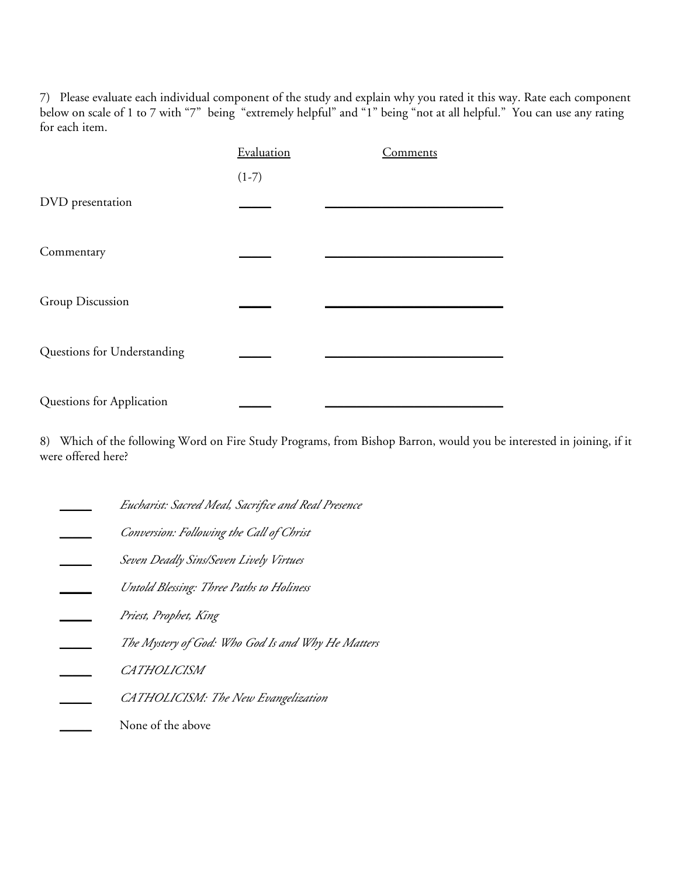7) Please evaluate each individual component of the study and explain why you rated it this way. Rate each component below on scale of 1 to 7 with "7" being "extremely helpful" and "1" being "not at all helpful." You can use any rating for each item.

| | Evaluation (1-7) | Comments |
|---|---|---|
| DVD presentation | _____ | ______________________________ |
| Commentary | _____ | ______________________________ |
| Group Discussion | _____ | ______________________________ |
| Questions for Understanding | _____ | ______________________________ |
| Questions for Application | _____ | ______________________________ |

8) Which of the following Word on Fire Study Programs, from Bishop Barron, would you be interested in joining, if it were offered here?

_____ *Eucharist: Sacred Meal, Sacrifice and Real Presence*

_____ *Conversion: Following the Call of Christ*

_____ *Seven Deadly Sins/Seven Lively Virtues*

_____ *Untold Blessing: Three Paths to Holiness*

_____ *Priest, Prophet, King*

_____ *The Mystery of God: Who God Is and Why He Matters*

_____ *CATHOLICISM*

_____ *CATHOLICISM: The New Evangelization*

_____ None of the above